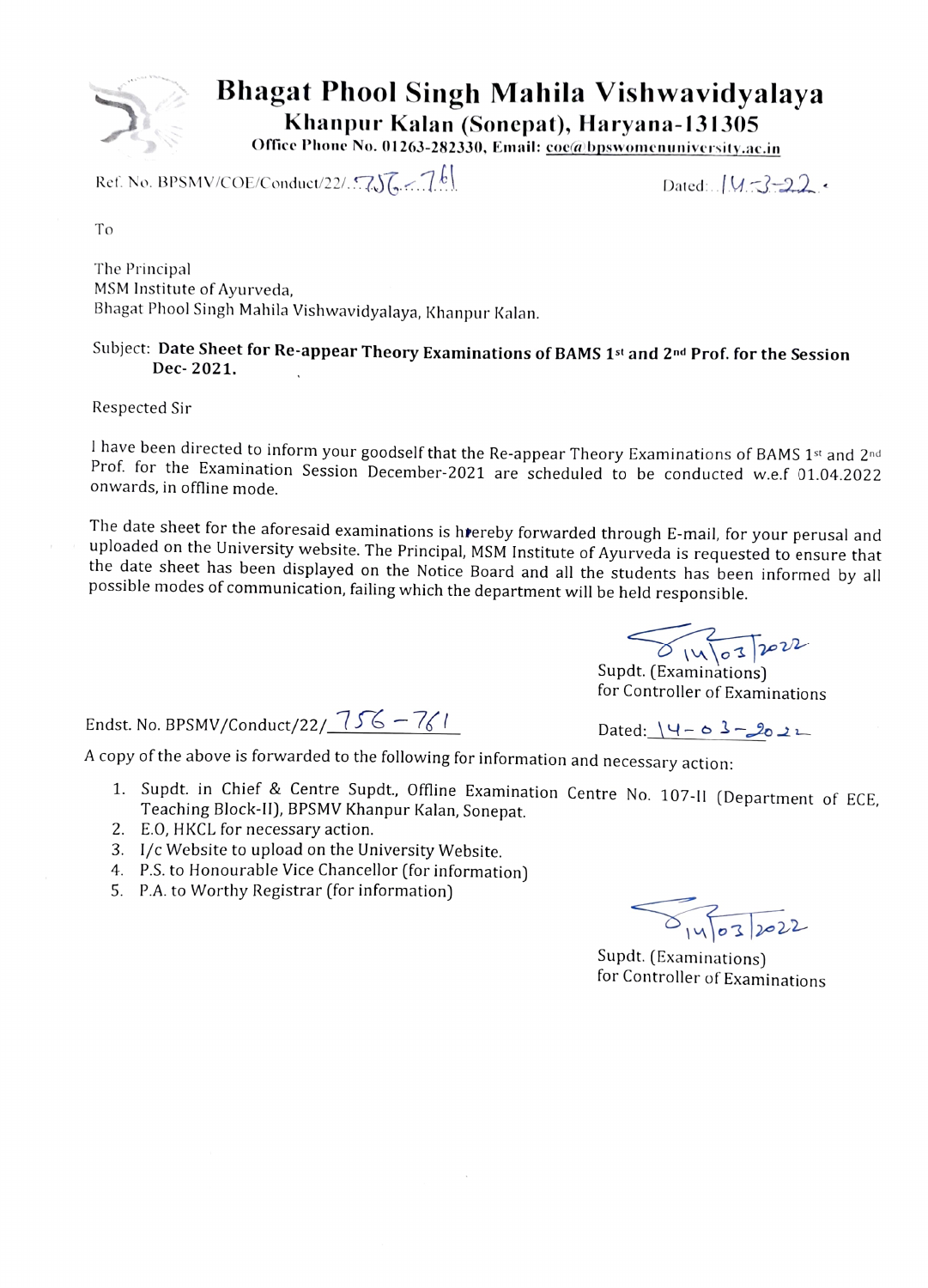# Bhagat Phool Singh Mahila Vishwavidyalaya

## Khanpur Kalan (Sonepat), Haryana-131305

**Office Phone No. 01263-282330, Email: coe@bpswomenuniversity.ac.in**

Ref. No. BPSMV/COE/Conduct/22/ 756-761 Dated: 14-3-22.

To

The Principal
MSM Institute of Ayurveda,
Bhagat Phool Singh Mahila Vishwavidyalaya, Khanpur Kalan.

Subject: **Date Sheet for Re-appear Theory Examinations of BAMS 1st and 2nd Prof. for the Session Dec- 2021.**

Respected Sir

I have been directed to inform your goodself that the Re-appear Theory Examinations of BAMS 1st and 2nd Prof. for the Examination Session December-2021 are scheduled to be conducted w.e.f 01.04.2022 onwards, in offline mode.

The date sheet for the aforesaid examinations is hereby forwarded through E-mail, for your perusal and uploaded on the University website. The Principal, MSM Institute of Ayurveda is requested to ensure that the date sheet has been displayed on the Notice Board and all the students has been informed by all possible modes of communication, failing which the department will be held responsible.

Sd/- 14/03/2022
Supdt. (Examinations)
for Controller of Examinations

Endst. No. BPSMV/Conduct/22/ 756 - 761 Dated: 14-03-2022

A copy of the above is forwarded to the following for information and necessary action:

1. Supdt. in Chief & Centre Supdt., Offline Examination Centre No. 107-II (Department of ECE, Teaching Block-II), BPSMV Khanpur Kalan, Sonepat.
2. E.O, HKCL for necessary action.
3. I/c Website to upload on the University Website.
4. P.S. to Honourable Vice Chancellor (for information)
5. P.A. to Worthy Registrar (for information)

Sd/- 14/03/2022
Supdt. (Examinations)
for Controller of Examinations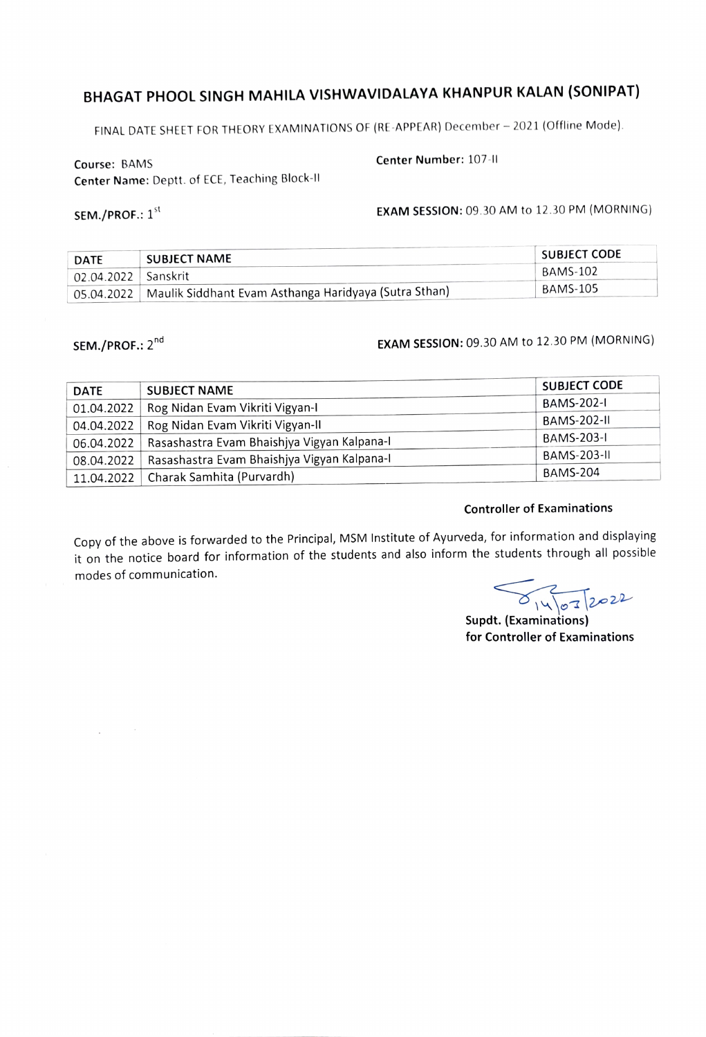# BHAGAT PHOOL SINGH MAHILA VISHWAVIDALAYA KHANPUR KALAN (SONIPAT)

FINAL DATE SHEET FOR THEORY EXAMINATIONS OF (RE-APPEAR) December – 2021 (Offline Mode).

**Course:** BAMS  
**Center Name:** Deptt. of ECE, Teaching Block-II

**Center Number:** 107-II

**SEM./PROF.:** 1st

**EXAM SESSION:** 09.30 AM to 12.30 PM (MORNING)

| DATE | SUBJECT NAME | SUBJECT CODE |
|---|---|---|
| 02.04.2022 | Sanskrit | BAMS-102 |
| 05.04.2022 | Maulik Siddhant Evam Asthanga Haridyaya (Sutra Sthan) | BAMS-105 |

**SEM./PROF.:** 2nd

**EXAM SESSION:** 09.30 AM to 12.30 PM (MORNING)

| DATE | SUBJECT NAME | SUBJECT CODE |
|---|---|---|
| 01.04.2022 | Rog Nidan Evam Vikriti Vigyan-I | BAMS-202-I |
| 04.04.2022 | Rog Nidan Evam Vikriti Vigyan-II | BAMS-202-II |
| 06.04.2022 | Rasashastra Evam Bhaishjya Vigyan Kalpana-I | BAMS-203-I |
| 08.04.2022 | Rasashastra Evam Bhaishjya Vigyan Kalpana-I | BAMS-203-II |
| 11.04.2022 | Charak Samhita (Purvardh) | BAMS-204 |

**Controller of Examinations**

Copy of the above is forwarded to the Principal, MSM Institute of Ayurveda, for information and displaying it on the notice board for information of the students and also inform the students through all possible modes of communication.

14/03/2022

**Supdt. (Examinations)**  
**for Controller of Examinations**